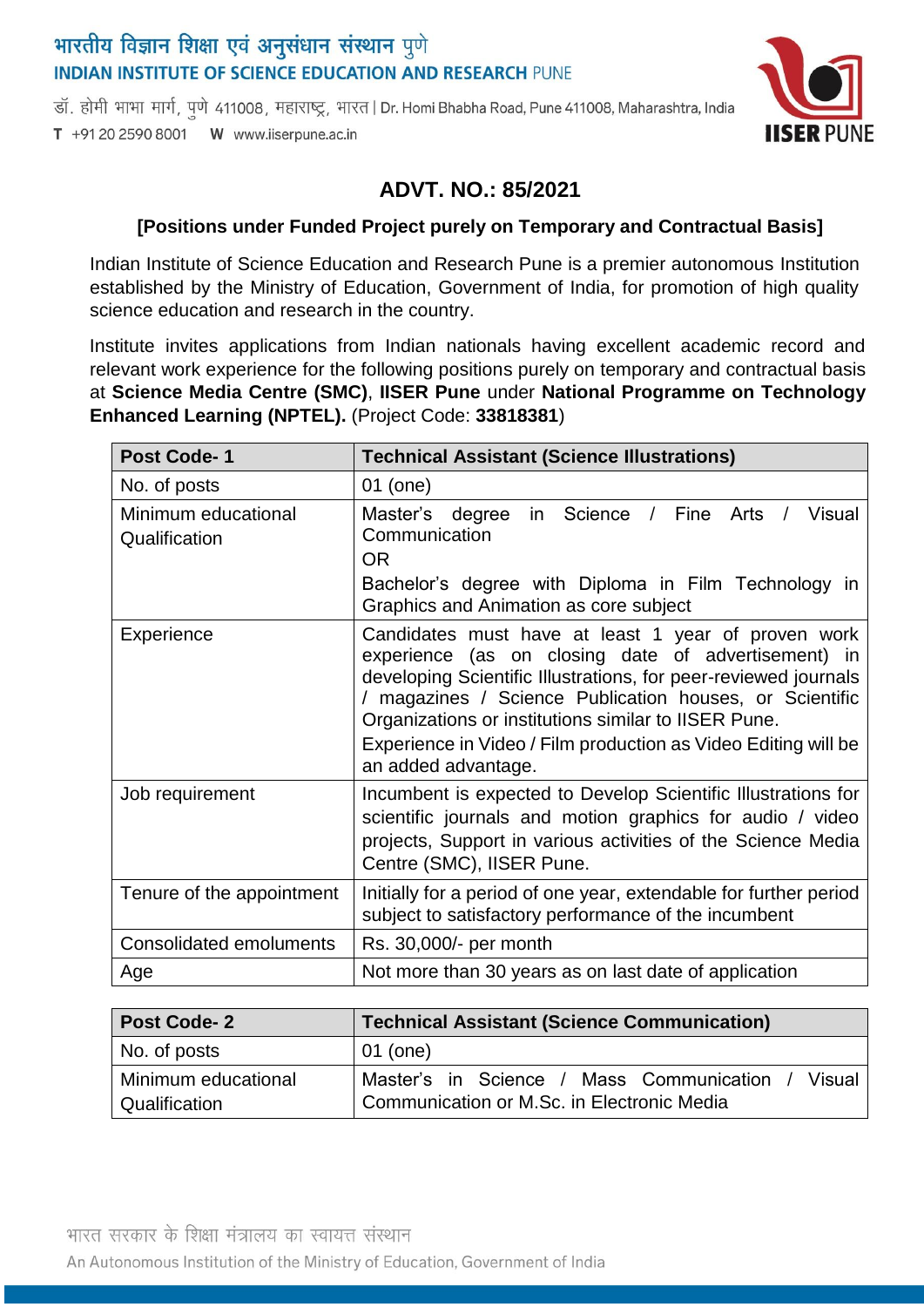भारतीय विज्ञान शिक्षा एवं अनुसंधान संस्थान पुणे
INDIAN INSTITUTE OF SCIENCE EDUCATION AND RESEARCH PUNE

डॉ. होमी भाभा मार्ग, पुणे 411008, महाराष्ट्र, भारत | Dr. Homi Bhabha Road, Pune 411008, Maharashtra, India

T +91 20 2590 8001 W www.iiserpune.ac.in

# ADVT. NO.: 85/2021

### [Positions under Funded Project purely on Temporary and Contractual Basis]

Indian Institute of Science Education and Research Pune is a premier autonomous Institution established by the Ministry of Education, Government of India, for promotion of high quality science education and research in the country.

Institute invites applications from Indian nationals having excellent academic record and relevant work experience for the following positions purely on temporary and contractual basis at **Science Media Centre (SMC)**, **IISER Pune** under **National Programme on Technology Enhanced Learning (NPTEL).** (Project Code: **33818381**)

| **Post Code- 1** | **Technical Assistant (Science Illustrations)** |
|---|---|
| No. of posts | 01 (one) |
| Minimum educational Qualification | Master's degree in Science / Fine Arts / Visual Communication<br>OR<br>Bachelor's degree with Diploma in Film Technology in Graphics and Animation as core subject |
| Experience | Candidates must have at least 1 year of proven work experience (as on closing date of advertisement) in developing Scientific Illustrations, for peer-reviewed journals / magazines / Science Publication houses, or Scientific Organizations or institutions similar to IISER Pune.<br>Experience in Video / Film production as Video Editing will be an added advantage. |
| Job requirement | Incumbent is expected to Develop Scientific Illustrations for scientific journals and motion graphics for audio / video projects, Support in various activities of the Science Media Centre (SMC), IISER Pune. |
| Tenure of the appointment | Initially for a period of one year, extendable for further period subject to satisfactory performance of the incumbent |
| Consolidated emoluments | Rs. 30,000/- per month |
| Age | Not more than 30 years as on last date of application |

| **Post Code- 2** | **Technical Assistant (Science Communication)** |
|---|---|
| No. of posts | 01 (one) |
| Minimum educational Qualification | Master's in Science / Mass Communication / Visual Communication or M.Sc. in Electronic Media |

भारत सरकार के शिक्षा मंत्रालय का स्वायत्त संस्थान
An Autonomous Institution of the Ministry of Education, Government of India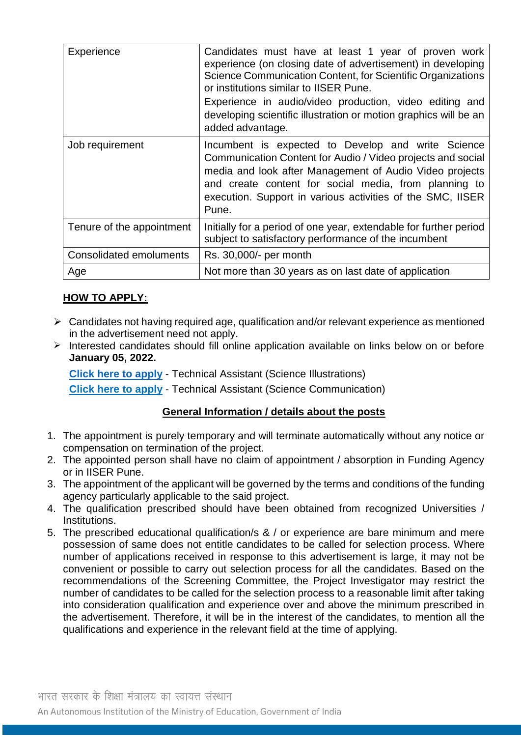| | |
|---|---|
| Experience | Candidates must have at least 1 year of proven work experience (on closing date of advertisement) in developing Science Communication Content, for Scientific Organizations or institutions similar to IISER Pune.<br>Experience in audio/video production, video editing and developing scientific illustration or motion graphics will be an added advantage. |
| Job requirement | Incumbent is expected to Develop and write Science Communication Content for Audio / Video projects and social media and look after Management of Audio Video projects and create content for social media, from planning to execution. Support in various activities of the SMC, IISER Pune. |
| Tenure of the appointment | Initially for a period of one year, extendable for further period subject to satisfactory performance of the incumbent |
| Consolidated emoluments | Rs. 30,000/- per month |
| Age | Not more than 30 years as on last date of application |

**HOW TO APPLY:**

- Candidates not having required age, qualification and/or relevant experience as mentioned in the advertisement need not apply.
- Interested candidates should fill online application available on links below on or before **January 05, 2022.**

**Click here to apply** - Technical Assistant (Science Illustrations)
**Click here to apply** - Technical Assistant (Science Communication)

**General Information / details about the posts**

1. The appointment is purely temporary and will terminate automatically without any notice or compensation on termination of the project.
2. The appointed person shall have no claim of appointment / absorption in Funding Agency or in IISER Pune.
3. The appointment of the applicant will be governed by the terms and conditions of the funding agency particularly applicable to the said project.
4. The qualification prescribed should have been obtained from recognized Universities / Institutions.
5. The prescribed educational qualification/s & / or experience are bare minimum and mere possession of same does not entitle candidates to be called for selection process. Where number of applications received in response to this advertisement is large, it may not be convenient or possible to carry out selection process for all the candidates. Based on the recommendations of the Screening Committee, the Project Investigator may restrict the number of candidates to be called for the selection process to a reasonable limit after taking into consideration qualification and experience over and above the minimum prescribed in the advertisement. Therefore, it will be in the interest of the candidates, to mention all the qualifications and experience in the relevant field at the time of applying.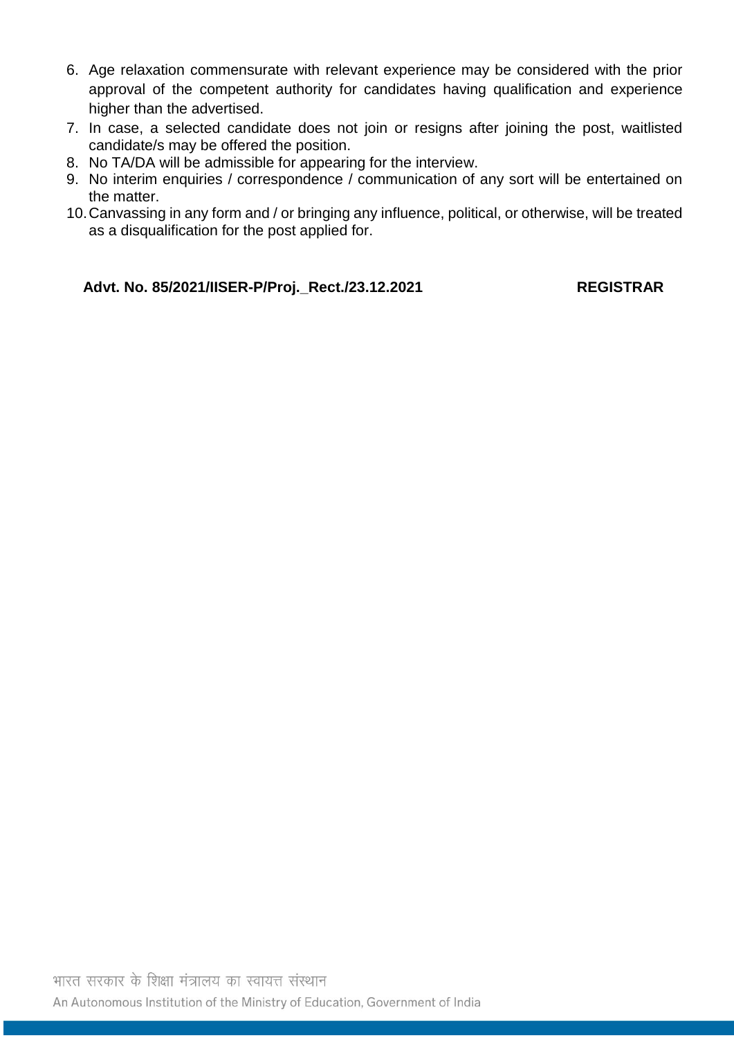6. Age relaxation commensurate with relevant experience may be considered with the prior approval of the competent authority for candidates having qualification and experience higher than the advertised.
7. In case, a selected candidate does not join or resigns after joining the post, waitlisted candidate/s may be offered the position.
8. No TA/DA will be admissible for appearing for the interview.
9. No interim enquiries / correspondence / communication of any sort will be entertained on the matter.
10. Canvassing in any form and / or bringing any influence, political, or otherwise, will be treated as a disqualification for the post applied for.

**Advt. No. 85/2021/IISER-P/Proj._Rect./23.12.2021** **REGISTRAR**